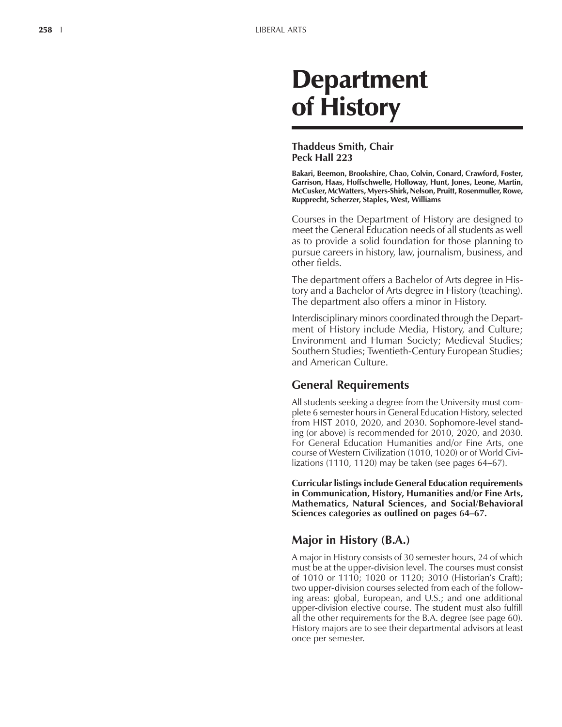# Department of History

**Thaddeus Smith, Chair**
**Peck Hall 223**

**Bakari, Beemon, Brookshire, Chao, Colvin, Conard, Crawford, Foster, Garrison, Haas, Hoffschwelle, Holloway, Hunt, Jones, Leone, Martin, McCusker, McWatters, Myers-Shirk, Nelson, Pruitt, Rosenmuller, Rowe, Rupprecht, Scherzer, Staples, West, Williams**

Courses in the Department of History are designed to meet the General Education needs of all students as well as to provide a solid foundation for those planning to pursue careers in history, law, journalism, business, and other fields.

The department offers a Bachelor of Arts degree in History and a Bachelor of Arts degree in History (teaching). The department also offers a minor in History.

Interdisciplinary minors coordinated through the Department of History include Media, History, and Culture; Environment and Human Society; Medieval Studies; Southern Studies; Twentieth-Century European Studies; and American Culture.

## General Requirements

All students seeking a degree from the University must complete 6 semester hours in General Education History, selected from HIST 2010, 2020, and 2030. Sophomore-level standing (or above) is recommended for 2010, 2020, and 2030. For General Education Humanities and/or Fine Arts, one course of Western Civilization (1010, 1020) or of World Civilizations (1110, 1120) may be taken (see pages 64–67).

**Curricular listings include General Education requirements in Communication, History, Humanities and/or Fine Arts, Mathematics, Natural Sciences, and Social/Behavioral Sciences categories as outlined on pages 64–67.**

## Major in History (B.A.)

A major in History consists of 30 semester hours, 24 of which must be at the upper-division level. The courses must consist of 1010 or 1110; 1020 or 1120; 3010 (Historian's Craft); two upper-division courses selected from each of the following areas: global, European, and U.S.; and one additional upper-division elective course. The student must also fulfill all the other requirements for the B.A. degree (see page 60). History majors are to see their departmental advisors at least once per semester.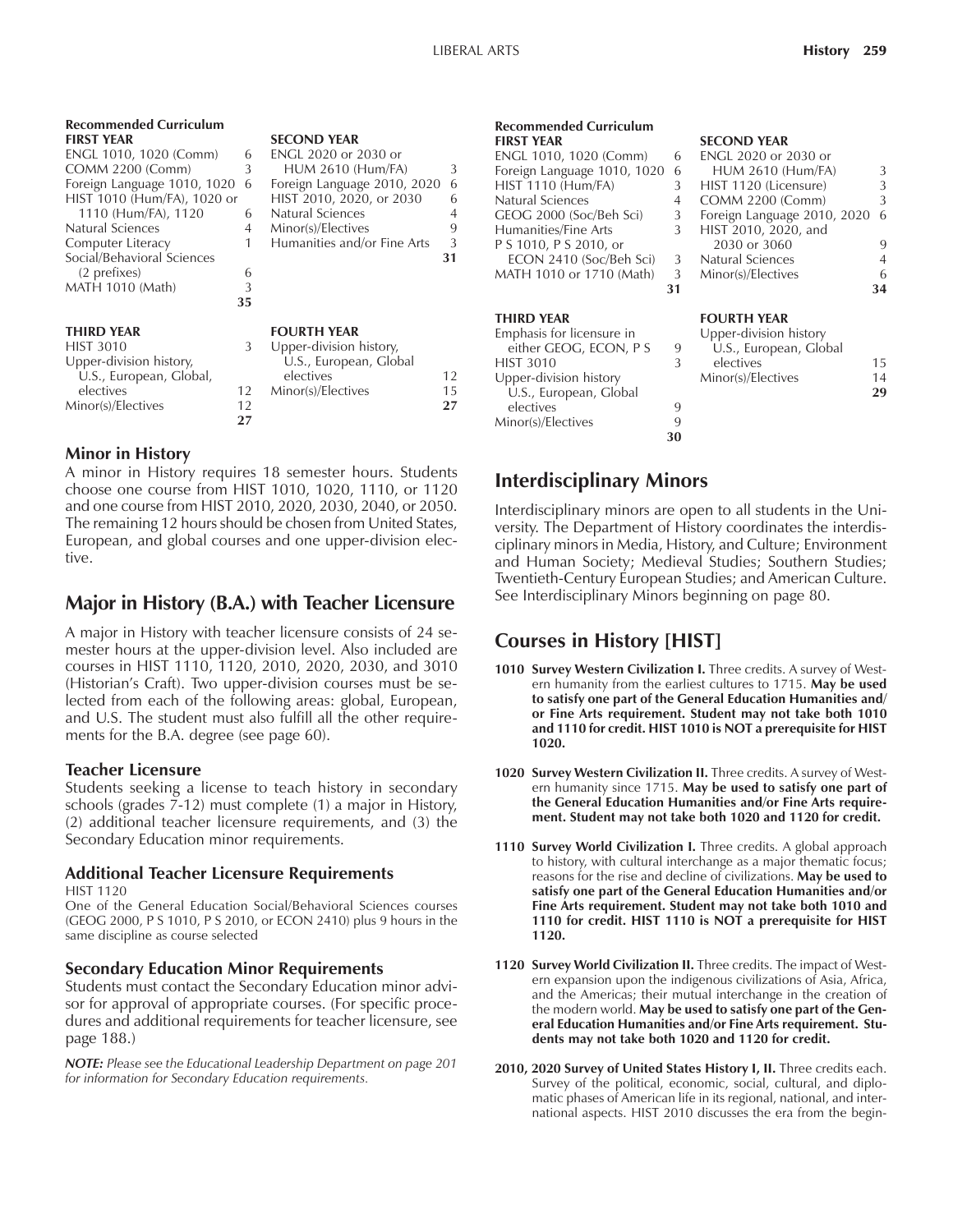**Recommended Curriculum**

| FIRST YEAR | | SECOND YEAR | |
|---|---|---|---|
| ENGL 1010, 1020 (Comm) | 6 | ENGL 2020 or 2030 or HUM 2610 (Hum/FA) | 3 |
| COMM 2200 (Comm) | 3 | Foreign Language 2010, 2020 | 6 |
| Foreign Language 1010, 1020 | 6 | HIST 2010, 2020, or 2030 | 6 |
| HIST 1010 (Hum/FA), 1020 or 1110 (Hum/FA), 1120 | 6 | Natural Sciences | 4 |
| Natural Sciences | 4 | Minor(s)/Electives | 9 |
| Computer Literacy | 1 | Humanities and/or Fine Arts | 3 |
| Social/Behavioral Sciences (2 prefixes) | 6 | | **31** |
| MATH 1010 (Math) | 3 | | |
| | **35** | | |

| THIRD YEAR | | FOURTH YEAR | |
|---|---|---|---|
| HIST 3010 | 3 | Upper-division history, U.S., European, Global electives | 12 |
| Upper-division history, U.S., European, Global, electives | 12 | Minor(s)/Electives | 15 |
| Minor(s)/Electives | 12 | | **27** |
| | **27** | | |

### Minor in History

A minor in History requires 18 semester hours. Students choose one course from HIST 1010, 1020, 1110, or 1120 and one course from HIST 2010, 2020, 2030, 2040, or 2050. The remaining 12 hours should be chosen from United States, European, and global courses and one upper-division elective.

## Major in History (B.A.) with Teacher Licensure

A major in History with teacher licensure consists of 24 semester hours at the upper-division level. Also included are courses in HIST 1110, 1120, 2010, 2020, 2030, and 3010 (Historian's Craft). Two upper-division courses must be selected from each of the following areas: global, European, and U.S. The student must also fulfill all the other requirements for the B.A. degree (see page 60).

### Teacher Licensure

Students seeking a license to teach history in secondary schools (grades 7-12) must complete (1) a major in History, (2) additional teacher licensure requirements, and (3) the Secondary Education minor requirements.

### Additional Teacher Licensure Requirements

HIST 1120

One of the General Education Social/Behavioral Sciences courses (GEOG 2000, P S 1010, P S 2010, or ECON 2410) plus 9 hours in the same discipline as course selected

### Secondary Education Minor Requirements

Students must contact the Secondary Education minor advisor for approval of appropriate courses. (For specific procedures and additional requirements for teacher licensure, see page 188.)

***NOTE:*** *Please see the Educational Leadership Department on page 201 for information for Secondary Education requirements.*

**Recommended Curriculum**

| FIRST YEAR | | SECOND YEAR | |
|---|---|---|---|
| ENGL 1010, 1020 (Comm) | 6 | ENGL 2020 or 2030 or HUM 2610 (Hum/FA) | 3 |
| Foreign Language 1010, 1020 | 6 | HIST 1120 (Licensure) | 3 |
| HIST 1110 (Hum/FA) | 3 | COMM 2200 (Comm) | 3 |
| Natural Sciences | 4 | Foreign Language 2010, 2020 | 6 |
| GEOG 2000 (Soc/Beh Sci) | 3 | HIST 2010, 2020, and 2030 or 3060 | 9 |
| Humanities/Fine Arts | 3 | Natural Sciences | 4 |
| P S 1010, P S 2010, or ECON 2410 (Soc/Beh Sci) | 3 | Minor(s)/Electives | 6 |
| MATH 1010 or 1710 (Math) | 3 | | **34** |
| | **31** | | |

| THIRD YEAR | | FOURTH YEAR | |
|---|---|---|---|
| Emphasis for licensure in either GEOG, ECON, P S | 9 | Upper-division history U.S., European, Global electives | 15 |
| HIST 3010 | 3 | Minor(s)/Electives | 14 |
| Upper-division history U.S., European, Global electives | 9 | | **29** |
| Minor(s)/Electives | 9 | | |
| | **30** | | |

## Interdisciplinary Minors

Interdisciplinary minors are open to all students in the University. The Department of History coordinates the interdisciplinary minors in Media, History, and Culture; Environment and Human Society; Medieval Studies; Southern Studies; Twentieth-Century European Studies; and American Culture. See Interdisciplinary Minors beginning on page 80.

## Courses in History [HIST]

**1010 Survey Western Civilization I.** Three credits. A survey of Western humanity from the earliest cultures to 1715. **May be used to satisfy one part of the General Education Humanities and/or Fine Arts requirement. Student may not take both 1010 and 1110 for credit. HIST 1010 is NOT a prerequisite for HIST 1020.**

**1020 Survey Western Civilization II.** Three credits. A survey of Western humanity since 1715. **May be used to satisfy one part of the General Education Humanities and/or Fine Arts requirement. Student may not take both 1020 and 1120 for credit.**

**1110 Survey World Civilization I.** Three credits. A global approach to history, with cultural interchange as a major thematic focus; reasons for the rise and decline of civilizations. **May be used to satisfy one part of the General Education Humanities and/or Fine Arts requirement. Student may not take both 1010 and 1110 for credit. HIST 1110 is NOT a prerequisite for HIST 1120.**

**1120 Survey World Civilization II.** Three credits. The impact of Western expansion upon the indigenous civilizations of Asia, Africa, and the Americas; their mutual interchange in the creation of the modern world. **May be used to satisfy one part of the General Education Humanities and/or Fine Arts requirement. Students may not take both 1020 and 1120 for credit.**

**2010, 2020 Survey of United States History I, II.** Three credits each. Survey of the political, economic, social, cultural, and diplomatic phases of American life in its regional, national, and international aspects. HIST 2010 discusses the era from the begin-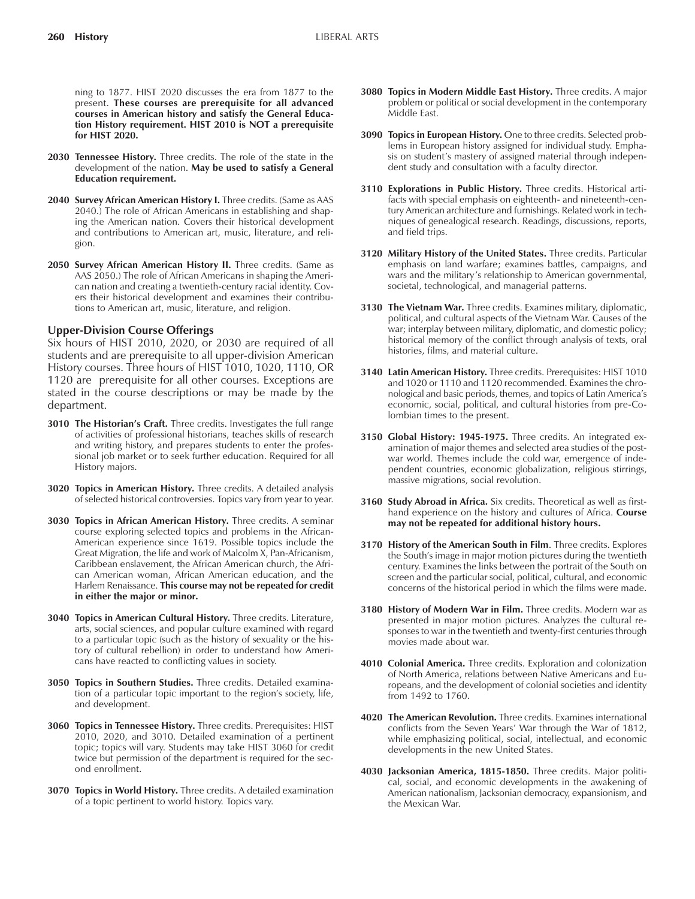ning to 1877. HIST 2020 discusses the era from 1877 to the present. **These courses are prerequisite for all advanced courses in American history and satisfy the General Education History requirement. HIST 2010 is NOT a prerequisite for HIST 2020.**

**2030 Tennessee History.** Three credits. The role of the state in the development of the nation. **May be used to satisfy a General Education requirement.**

**2040 Survey African American History I.** Three credits. (Same as AAS 2040.) The role of African Americans in establishing and shaping the American nation. Covers their historical development and contributions to American art, music, literature, and religion.

**2050 Survey African American History II.** Three credits. (Same as AAS 2050.) The role of African Americans in shaping the American nation and creating a twentieth-century racial identity. Covers their historical development and examines their contributions to American art, music, literature, and religion.

### Upper-Division Course Offerings

Six hours of HIST 2010, 2020, or 2030 are required of all students and are prerequisite to all upper-division American History courses. Three hours of HIST 1010, 1020, 1110, OR 1120 are prerequisite for all other courses. Exceptions are stated in the course descriptions or may be made by the department.

**3010 The Historian's Craft.** Three credits. Investigates the full range of activities of professional historians, teaches skills of research and writing history, and prepares students to enter the professional job market or to seek further education. Required for all History majors.

**3020 Topics in American History.** Three credits. A detailed analysis of selected historical controversies. Topics vary from year to year.

**3030 Topics in African American History.** Three credits. A seminar course exploring selected topics and problems in the African-American experience since 1619. Possible topics include the Great Migration, the life and work of Malcolm X, Pan-Africanism, Caribbean enslavement, the African American church, the African American woman, African American education, and the Harlem Renaissance. **This course may not be repeated for credit in either the major or minor.**

**3040 Topics in American Cultural History.** Three credits. Literature, arts, social sciences, and popular culture examined with regard to a particular topic (such as the history of sexuality or the history of cultural rebellion) in order to understand how Americans have reacted to conflicting values in society.

**3050 Topics in Southern Studies.** Three credits. Detailed examination of a particular topic important to the region's society, life, and development.

**3060 Topics in Tennessee History.** Three credits. Prerequisites: HIST 2010, 2020, and 3010. Detailed examination of a pertinent topic; topics will vary. Students may take HIST 3060 for credit twice but permission of the department is required for the second enrollment.

**3070 Topics in World History.** Three credits. A detailed examination of a topic pertinent to world history. Topics vary.

**3080 Topics in Modern Middle East History.** Three credits. A major problem or political or social development in the contemporary Middle East.

**3090 Topics in European History.** One to three credits. Selected problems in European history assigned for individual study. Emphasis on student's mastery of assigned material through independent study and consultation with a faculty director.

**3110 Explorations in Public History.** Three credits. Historical artifacts with special emphasis on eighteenth- and nineteenth-century American architecture and furnishings. Related work in techniques of genealogical research. Readings, discussions, reports, and field trips.

**3120 Military History of the United States.** Three credits. Particular emphasis on land warfare; examines battles, campaigns, and wars and the military's relationship to American governmental, societal, technological, and managerial patterns.

**3130 The Vietnam War.** Three credits. Examines military, diplomatic, political, and cultural aspects of the Vietnam War. Causes of the war; interplay between military, diplomatic, and domestic policy; historical memory of the conflict through analysis of texts, oral histories, films, and material culture.

**3140 Latin American History.** Three credits. Prerequisites: HIST 1010 and 1020 or 1110 and 1120 recommended. Examines the chronological and basic periods, themes, and topics of Latin America's economic, social, political, and cultural histories from pre-Colombian times to the present.

**3150 Global History: 1945-1975.** Three credits. An integrated examination of major themes and selected area studies of the post-war world. Themes include the cold war, emergence of independent countries, economic globalization, religious stirrings, massive migrations, social revolution.

**3160 Study Abroad in Africa.** Six credits. Theoretical as well as first-hand experience on the history and cultures of Africa. **Course may not be repeated for additional history hours.**

**3170 History of the American South in Film**. Three credits. Explores the South's image in major motion pictures during the twentieth century. Examines the links between the portrait of the South on screen and the particular social, political, cultural, and economic concerns of the historical period in which the films were made.

**3180 History of Modern War in Film.** Three credits. Modern war as presented in major motion pictures. Analyzes the cultural responses to war in the twentieth and twenty-first centuries through movies made about war.

**4010 Colonial America.** Three credits. Exploration and colonization of North America, relations between Native Americans and Europeans, and the development of colonial societies and identity from 1492 to 1760.

**4020 The American Revolution.** Three credits. Examines international conflicts from the Seven Years' War through the War of 1812, while emphasizing political, social, intellectual, and economic developments in the new United States.

**4030 Jacksonian America, 1815-1850.** Three credits. Major political, social, and economic developments in the awakening of American nationalism, Jacksonian democracy, expansionism, and the Mexican War.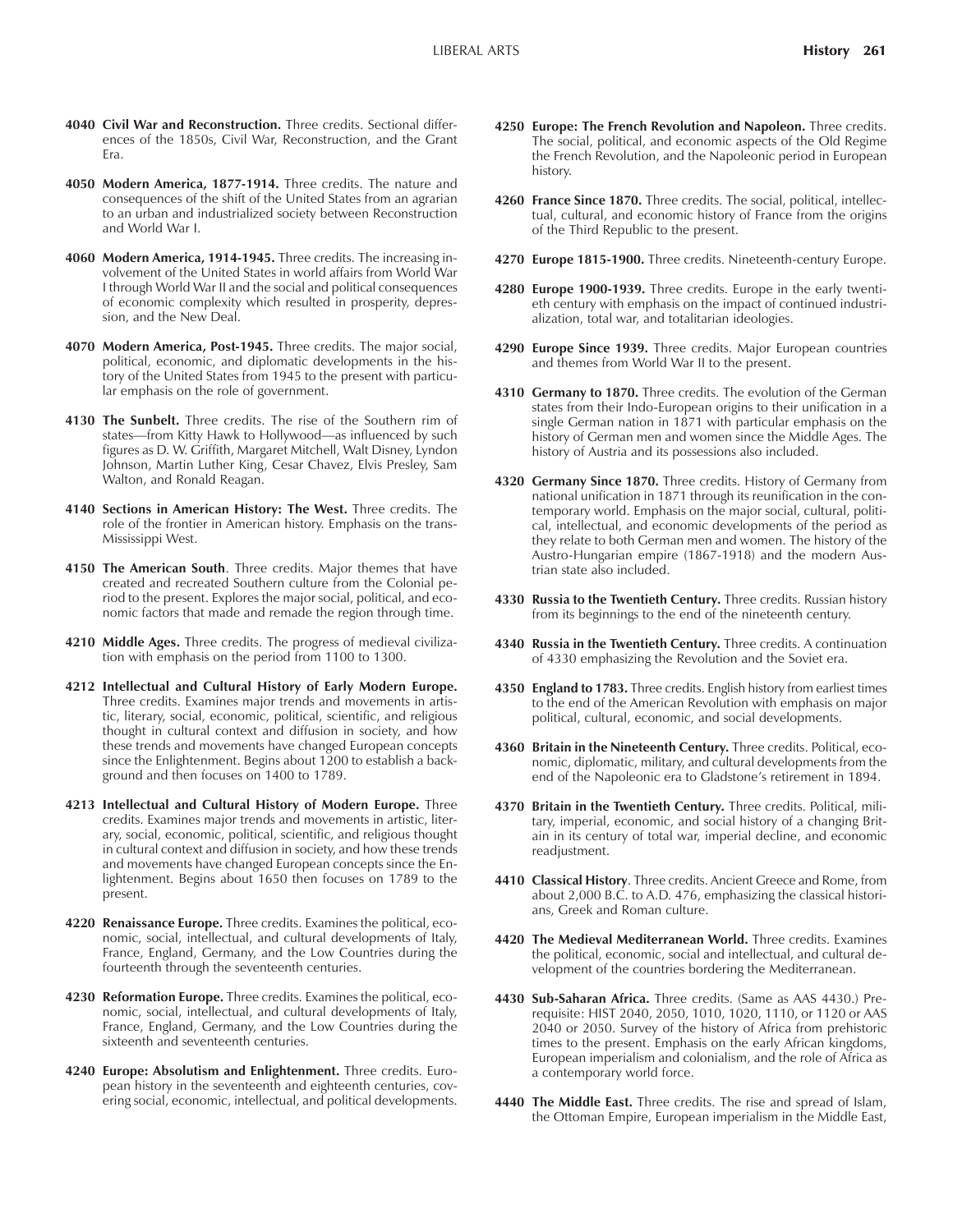**4040 Civil War and Reconstruction.** Three credits. Sectional differences of the 1850s, Civil War, Reconstruction, and the Grant Era.

**4050 Modern America, 1877-1914.** Three credits. The nature and consequences of the shift of the United States from an agrarian to an urban and industrialized society between Reconstruction and World War I.

**4060 Modern America, 1914-1945.** Three credits. The increasing involvement of the United States in world affairs from World War I through World War II and the social and political consequences of economic complexity which resulted in prosperity, depression, and the New Deal.

**4070 Modern America, Post-1945.** Three credits. The major social, political, economic, and diplomatic developments in the history of the United States from 1945 to the present with particular emphasis on the role of government.

**4130 The Sunbelt.** Three credits. The rise of the Southern rim of states—from Kitty Hawk to Hollywood—as influenced by such figures as D. W. Griffith, Margaret Mitchell, Walt Disney, Lyndon Johnson, Martin Luther King, Cesar Chavez, Elvis Presley, Sam Walton, and Ronald Reagan.

**4140 Sections in American History: The West.** Three credits. The role of the frontier in American history. Emphasis on the trans-Mississippi West.

**4150 The American South**. Three credits. Major themes that have created and recreated Southern culture from the Colonial period to the present. Explores the major social, political, and economic factors that made and remade the region through time.

**4210 Middle Ages.** Three credits. The progress of medieval civilization with emphasis on the period from 1100 to 1300.

**4212 Intellectual and Cultural History of Early Modern Europe.** Three credits. Examines major trends and movements in artistic, literary, social, economic, political, scientific, and religious thought in cultural context and diffusion in society, and how these trends and movements have changed European concepts since the Enlightenment. Begins about 1200 to establish a background and then focuses on 1400 to 1789.

**4213 Intellectual and Cultural History of Modern Europe.** Three credits. Examines major trends and movements in artistic, literary, social, economic, political, scientific, and religious thought in cultural context and diffusion in society, and how these trends and movements have changed European concepts since the Enlightenment. Begins about 1650 then focuses on 1789 to the present.

**4220 Renaissance Europe.** Three credits. Examines the political, economic, social, intellectual, and cultural developments of Italy, France, England, Germany, and the Low Countries during the fourteenth through the seventeenth centuries.

**4230 Reformation Europe.** Three credits. Examines the political, economic, social, intellectual, and cultural developments of Italy, France, England, Germany, and the Low Countries during the sixteenth and seventeenth centuries.

**4240 Europe: Absolutism and Enlightenment.** Three credits. European history in the seventeenth and eighteenth centuries, covering social, economic, intellectual, and political developments.

**4250 Europe: The French Revolution and Napoleon.** Three credits. The social, political, and economic aspects of the Old Regime the French Revolution, and the Napoleonic period in European history.

**4260 France Since 1870.** Three credits. The social, political, intellectual, cultural, and economic history of France from the origins of the Third Republic to the present.

**4270 Europe 1815-1900.** Three credits. Nineteenth-century Europe.

**4280 Europe 1900-1939.** Three credits. Europe in the early twentieth century with emphasis on the impact of continued industrialization, total war, and totalitarian ideologies.

**4290 Europe Since 1939.** Three credits. Major European countries and themes from World War II to the present.

**4310 Germany to 1870.** Three credits. The evolution of the German states from their Indo-European origins to their unification in a single German nation in 1871 with particular emphasis on the history of German men and women since the Middle Ages. The history of Austria and its possessions also included.

**4320 Germany Since 1870.** Three credits. History of Germany from national unification in 1871 through its reunification in the contemporary world. Emphasis on the major social, cultural, political, intellectual, and economic developments of the period as they relate to both German men and women. The history of the Austro-Hungarian empire (1867-1918) and the modern Austrian state also included.

**4330 Russia to the Twentieth Century.** Three credits. Russian history from its beginnings to the end of the nineteenth century.

**4340 Russia in the Twentieth Century.** Three credits. A continuation of 4330 emphasizing the Revolution and the Soviet era.

**4350 England to 1783.** Three credits. English history from earliest times to the end of the American Revolution with emphasis on major political, cultural, economic, and social developments.

**4360 Britain in the Nineteenth Century.** Three credits. Political, economic, diplomatic, military, and cultural developments from the end of the Napoleonic era to Gladstone's retirement in 1894.

**4370 Britain in the Twentieth Century.** Three credits. Political, military, imperial, economic, and social history of a changing Britain in its century of total war, imperial decline, and economic readjustment.

**4410 Classical History**. Three credits. Ancient Greece and Rome, from about 2,000 B.C. to A.D. 476, emphasizing the classical historians, Greek and Roman culture.

**4420 The Medieval Mediterranean World.** Three credits. Examines the political, economic, social and intellectual, and cultural development of the countries bordering the Mediterranean.

**4430 Sub-Saharan Africa.** Three credits. (Same as AAS 4430.) Prerequisite: HIST 2040, 2050, 1010, 1020, 1110, or 1120 or AAS 2040 or 2050. Survey of the history of Africa from prehistoric times to the present. Emphasis on the early African kingdoms, European imperialism and colonialism, and the role of Africa as a contemporary world force.

**4440 The Middle East.** Three credits. The rise and spread of Islam, the Ottoman Empire, European imperialism in the Middle East,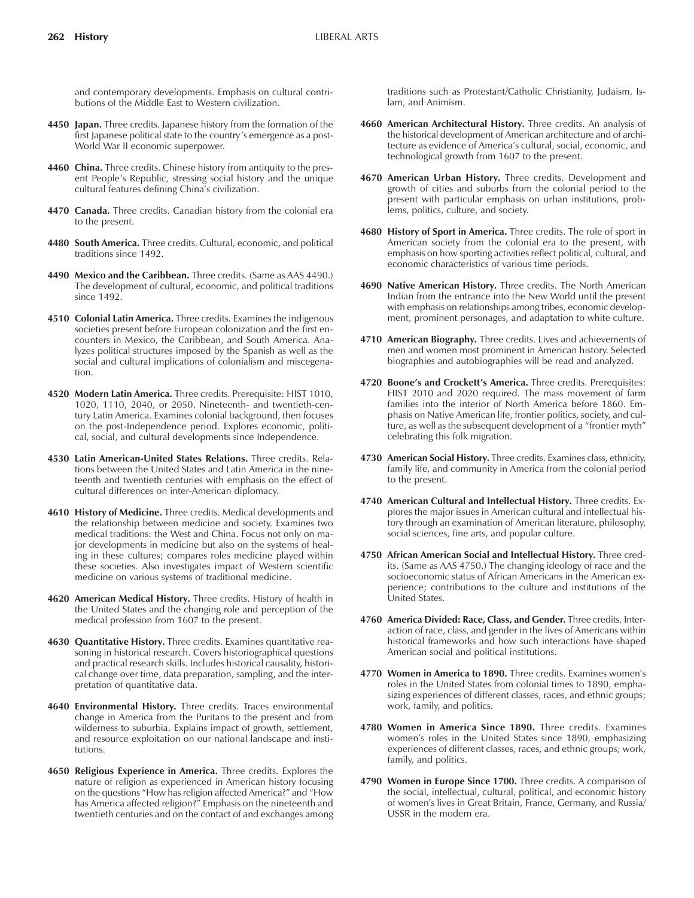and contemporary developments. Emphasis on cultural contributions of the Middle East to Western civilization.

**4450 Japan.** Three credits. Japanese history from the formation of the first Japanese political state to the country's emergence as a post-World War II economic superpower.

**4460 China.** Three credits. Chinese history from antiquity to the present People's Republic, stressing social history and the unique cultural features defining China's civilization.

**4470 Canada.** Three credits. Canadian history from the colonial era to the present.

**4480 South America.** Three credits. Cultural, economic, and political traditions since 1492.

**4490 Mexico and the Caribbean.** Three credits. (Same as AAS 4490.) The development of cultural, economic, and political traditions since 1492.

**4510 Colonial Latin America.** Three credits. Examines the indigenous societies present before European colonization and the first encounters in Mexico, the Caribbean, and South America. Analyzes political structures imposed by the Spanish as well as the social and cultural implications of colonialism and miscegenation.

**4520 Modern Latin America.** Three credits. Prerequisite: HIST 1010, 1020, 1110, 2040, or 2050. Nineteenth- and twentieth-century Latin America. Examines colonial background, then focuses on the post-Independence period. Explores economic, political, social, and cultural developments since Independence.

**4530 Latin American-United States Relations.** Three credits. Relations between the United States and Latin America in the nineteenth and twentieth centuries with emphasis on the effect of cultural differences on inter-American diplomacy.

**4610 History of Medicine.** Three credits. Medical developments and the relationship between medicine and society. Examines two medical traditions: the West and China. Focus not only on major developments in medicine but also on the systems of healing in these cultures; compares roles medicine played within these societies. Also investigates impact of Western scientific medicine on various systems of traditional medicine.

**4620 American Medical History.** Three credits. History of health in the United States and the changing role and perception of the medical profession from 1607 to the present.

**4630 Quantitative History.** Three credits. Examines quantitative reasoning in historical research. Covers historiographical questions and practical research skills. Includes historical causality, historical change over time, data preparation, sampling, and the interpretation of quantitative data.

**4640 Environmental History.** Three credits. Traces environmental change in America from the Puritans to the present and from wilderness to suburbia. Explains impact of growth, settlement, and resource exploitation on our national landscape and institutions.

**4650 Religious Experience in America.** Three credits. Explores the nature of religion as experienced in American history focusing on the questions "How has religion affected America?" and "How has America affected religion?" Emphasis on the nineteenth and twentieth centuries and on the contact of and exchanges among traditions such as Protestant/Catholic Christianity, Judaism, Islam, and Animism.

**4660 American Architectural History.** Three credits. An analysis of the historical development of American architecture and of architecture as evidence of America's cultural, social, economic, and technological growth from 1607 to the present.

**4670 American Urban History.** Three credits. Development and growth of cities and suburbs from the colonial period to the present with particular emphasis on urban institutions, problems, politics, culture, and society.

**4680 History of Sport in America.** Three credits. The role of sport in American society from the colonial era to the present, with emphasis on how sporting activities reflect political, cultural, and economic characteristics of various time periods.

**4690 Native American History.** Three credits. The North American Indian from the entrance into the New World until the present with emphasis on relationships among tribes, economic development, prominent personages, and adaptation to white culture.

**4710 American Biography.** Three credits. Lives and achievements of men and women most prominent in American history. Selected biographies and autobiographies will be read and analyzed.

**4720 Boone's and Crockett's America.** Three credits. Prerequisites: HIST 2010 and 2020 required. The mass movement of farm families into the interior of North America before 1860. Emphasis on Native American life, frontier politics, society, and culture, as well as the subsequent development of a "frontier myth" celebrating this folk migration.

**4730 American Social History.** Three credits. Examines class, ethnicity, family life, and community in America from the colonial period to the present.

**4740 American Cultural and Intellectual History.** Three credits. Explores the major issues in American cultural and intellectual history through an examination of American literature, philosophy, social sciences, fine arts, and popular culture.

**4750 African American Social and Intellectual History.** Three credits. (Same as AAS 4750.) The changing ideology of race and the socioeconomic status of African Americans in the American experience; contributions to the culture and institutions of the United States.

**4760 America Divided: Race, Class, and Gender.** Three credits. Interaction of race, class, and gender in the lives of Americans within historical frameworks and how such interactions have shaped American social and political institutions.

**4770 Women in America to 1890.** Three credits. Examines women's roles in the United States from colonial times to 1890, emphasizing experiences of different classes, races, and ethnic groups; work, family, and politics.

**4780 Women in America Since 1890.** Three credits. Examines women's roles in the United States since 1890, emphasizing experiences of different classes, races, and ethnic groups; work, family, and politics.

**4790 Women in Europe Since 1700.** Three credits. A comparison of the social, intellectual, cultural, political, and economic history of women's lives in Great Britain, France, Germany, and Russia/USSR in the modern era.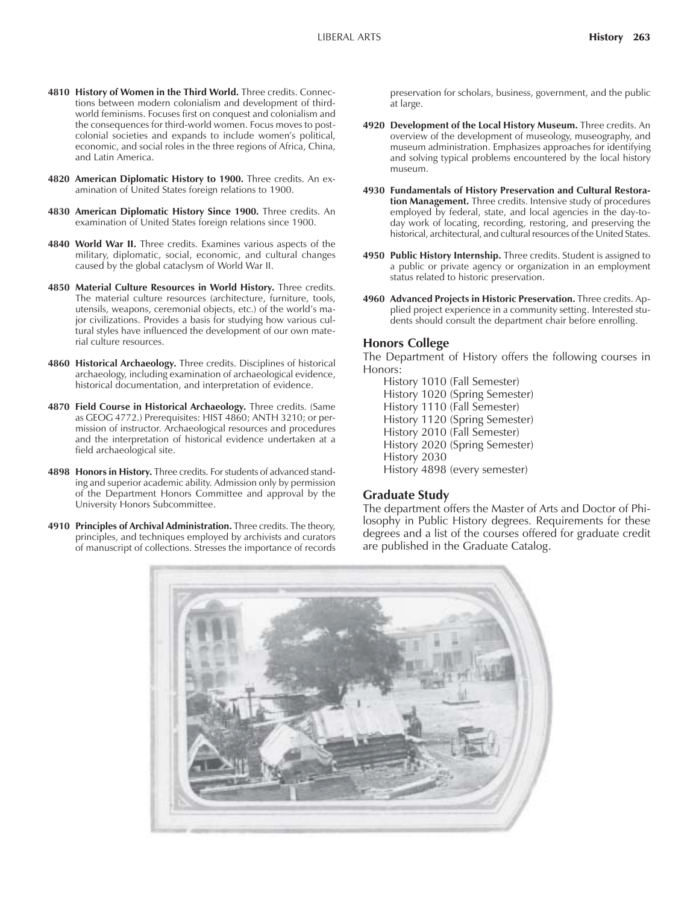**4810 History of Women in the Third World.** Three credits. Connections between modern colonialism and development of third-world feminisms. Focuses first on conquest and colonialism and the consequences for third-world women. Focus moves to post-colonial societies and expands to include women's political, economic, and social roles in the three regions of Africa, China, and Latin America.

**4820 American Diplomatic History to 1900.** Three credits. An examination of United States foreign relations to 1900.

**4830 American Diplomatic History Since 1900.** Three credits. An examination of United States foreign relations since 1900.

**4840 World War II.** Three credits. Examines various aspects of the military, diplomatic, social, economic, and cultural changes caused by the global cataclysm of World War II.

**4850 Material Culture Resources in World History.** Three credits. The material culture resources (architecture, furniture, tools, utensils, weapons, ceremonial objects, etc.) of the world's major civilizations. Provides a basis for studying how various cultural styles have influenced the development of our own material culture resources.

**4860 Historical Archaeology.** Three credits. Disciplines of historical archaeology, including examination of archaeological evidence, historical documentation, and interpretation of evidence.

**4870 Field Course in Historical Archaeology.** Three credits. (Same as GEOG 4772.) Prerequisites: HIST 4860; ANTH 3210; or permission of instructor. Archaeological resources and procedures and the interpretation of historical evidence undertaken at a field archaeological site.

**4898 Honors in History.** Three credits. For students of advanced standing and superior academic ability. Admission only by permission of the Department Honors Committee and approval by the University Honors Subcommittee.

**4910 Principles of Archival Administration.** Three credits. The theory, principles, and techniques employed by archivists and curators of manuscript of collections. Stresses the importance of records preservation for scholars, business, government, and the public at large.

**4920 Development of the Local History Museum.** Three credits. An overview of the development of museology, museography, and museum administration. Emphasizes approaches for identifying and solving typical problems encountered by the local history museum.

**4930 Fundamentals of History Preservation and Cultural Restoration Management.** Three credits. Intensive study of procedures employed by federal, state, and local agencies in the day-to-day work of locating, recording, restoring, and preserving the historical, architectural, and cultural resources of the United States.

**4950 Public History Internship.** Three credits. Student is assigned to a public or private agency or organization in an employment status related to historic preservation.

**4960 Advanced Projects in Historic Preservation.** Three credits. Applied project experience in a community setting. Interested students should consult the department chair before enrolling.

## Honors College

The Department of History offers the following courses in Honors:

History 1010 (Fall Semester)
History 1020 (Spring Semester)
History 1110 (Fall Semester)
History 1120 (Spring Semester)
History 2010 (Fall Semester)
History 2020 (Spring Semester)
History 2030
History 4898 (every semester)

## Graduate Study

The department offers the Master of Arts and Doctor of Philosophy in Public History degrees. Requirements for these degrees and a list of the courses offered for graduate credit are published in the Graduate Catalog.